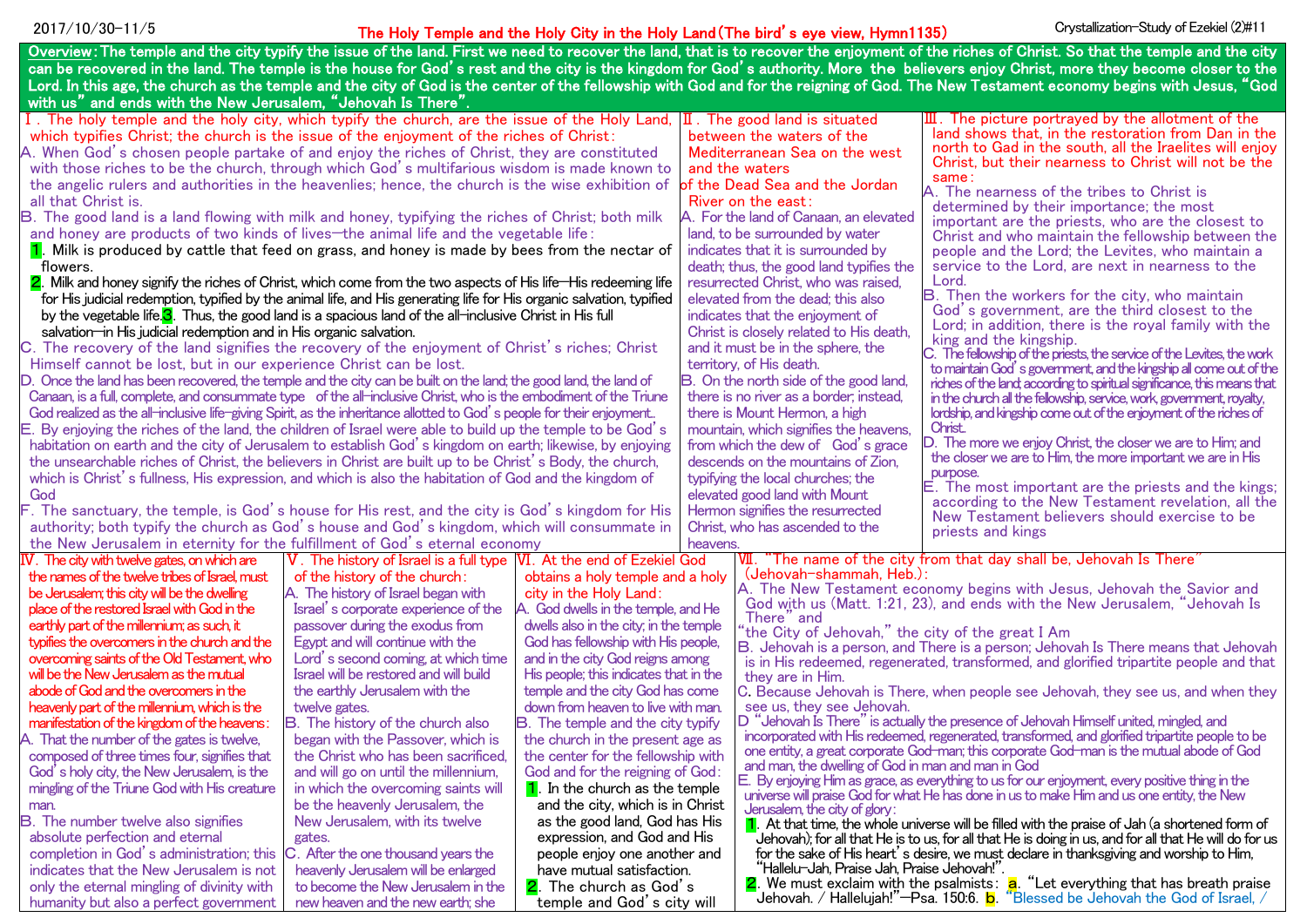2017/10/30-11/5

# The Holy Temple and the Holy City in the Holy Land (The bird's eye view, Hymn1135)

Crystallization-Study of Ezekiel (2)#11

**Overview: The temple and the city typify the issue of the land. First we need to recover the land, that is to recover the enjoyment of the riches of Christ. So that the temple and the city can be recovered in the land. The temple is the house for God's rest and the city is the kingdom for God's authority. More the believers enjoy Christ, more they become closer to the Lord. In this age, the church as the temple and the city of God is the center of the fellowship with God and for the reigning of God. The New Testament economy begins with Jesus, "God with us" and ends with the New Jerusalem, "Jehovah Is There".**

## Ⅰ. The holy temple and the holy city, which typify the church, are the issue of the Holy Land, which typifies Christ; the church is the issue of the enjoyment of the riches of Christ:

A. When God's chosen people partake of and enjoy the riches of Christ, they are constituted with those riches to be the church, through which God's multifarious wisdom is made known to the angelic rulers and authorities in the heavenlies; hence, the church is the wise exhibition of all that Christ is.

B. The good land is a land flowing with milk and honey, typifying the riches of Christ; both milk and honey are products of two kinds of lives—the animal life and the vegetable life:

1. Milk is produced by cattle that feed on grass, and honey is made by bees from the nectar of flowers.
2. Milk and honey signify the riches of Christ, which come from the two aspects of His life—His redeeming life for His judicial redemption, typified by the animal life, and His generating life for His organic salvation, typified by the vegetable life.
3. Thus, the good land is a spacious land of the all-inclusive Christ in His full salvation—in His judicial redemption and in His organic salvation.

C. The recovery of the land signifies the recovery of the enjoyment of Christ's riches; Christ Himself cannot be lost, but in our experience Christ can be lost.

D. Once the land has been recovered, the temple and the city can be built on the land; the good land, the land of Canaan, is a full, complete, and consummate type of the all-inclusive Christ, who is the embodiment of the Triune God realized as the all-inclusive life-giving Spirit, as the inheritance allotted to God's people for their enjoyment..

E. By enjoying the riches of the land, the children of Israel were able to build up the temple to be God's habitation on earth and the city of Jerusalem to establish God's kingdom on earth; likewise, by enjoying the unsearchable riches of Christ, the believers in Christ are built up to be Christ's Body, the church, which is Christ's fullness, His expression, and which is also the habitation of God and the kingdom of God

F. The sanctuary, the temple, is God's house for His rest, and the city is God's kingdom for His authority; both typify the church as God's house and God's kingdom, which will consummate in the New Jerusalem in eternity for the fulfillment of God's eternal economy

## Ⅱ. The good land is situated between the waters of the Mediterranean Sea on the west and the waters of the Dead Sea and the Jordan River on the east:

A. For the land of Canaan, an elevated land, to be surrounded by water indicates that it is surrounded by death; thus, the good land typifies the resurrected Christ, who was raised, elevated from the dead; this also indicates that the enjoyment of Christ is closely related to His death, and it must be in the sphere, the territory, of His death.

B. On the north side of the good land, there is no river as a border; instead, there is Mount Hermon, a high mountain, which signifies the heavens, from which the dew of God's grace descends on the mountains of Zion, typifying the local churches; the elevated good land with Mount Hermon signifies the resurrected Christ, who has ascended to the heavens.

## Ⅲ. The picture portrayed by the allotment of the land shows that, in the restoration from Dan in the north to Gad in the south, all the Iraelites will enjoy Christ, but their nearness to Christ will not be the same:

A. The nearness of the tribes to Christ is determined by their importance; the most important are the priests, who are the closest to Christ and who maintain the fellowship between the people and the Lord; the Levites, who maintain a service to the Lord, are next in nearness to the Lord.

B. Then the workers for the city, who maintain God's government, are the third closest to the Lord; in addition, there is the royal family with the king and the kingship.

C. The fellowship of the priests, the service of the Levites, the work to maintain God's government, and the kingship all come out of the riches of the land; according to spiritual significance, this means that in the church all the fellowship, service, work, government, royalty, lordship, and kingship come out of the enjoyment of the riches of Christ..

D. The more we enjoy Christ, the closer we are to Him; and the closer we are to Him, the more important we are in His purpose.

E. The most important are the priests and the kings; according to the New Testament revelation, all the New Testament believers should exercise to be priests and kings

## Ⅳ. The city with twelve gates, on which are the names of the twelve tribes of Israel, must be Jerusalem; this city will be the dwelling place of the restored Israel with God in the earthly part of the millennium; as such, it typifies the overcomers in the church and the overcoming saints of the Old Testament, who will be the New Jerusalem as the mutual abode of God and the overcomers in the heavenly part of the millennium, which is the manifestation of the kingdom of the heavens:

A. That the number of the gates is twelve, composed of three times four, signifies that God's holy city, the New Jerusalem, is the mingling of the Triune God with His creature man.

B. The number twelve also signifies absolute perfection and eternal completion in God's administration; this indicates that the New Jerusalem is not only the eternal mingling of divinity with humanity but also a perfect government

## Ⅴ. The history of Israel is a full type of the history of the church:

A. The history of Israel began with Israel's corporate experience of the passover during the exodus from Egypt and will continue with the Lord's second coming, at which time Israel will be restored and will build the earthly Jerusalem with the twelve gates.

B. The history of the church also began with the Passover, which is the Christ who has been sacrificed, and will go on until the millennium, in which the overcoming saints will be the heavenly Jerusalem, the New Jerusalem, with its twelve gates.

C. After the one thousand years the heavenly Jerusalem will be enlarged to become the New Jerusalem in the new heaven and the new earth; she

## Ⅵ. At the end of Ezekiel God obtains a holy temple and a holy city in the Holy Land:

A. God dwells in the temple, and He dwells also in the city; in the temple God has fellowship with His people, and in the city God reigns among His people; this indicates that in the temple and the city God has come down from heaven to live with man.

B. The temple and the city typify the church in the present age as the center for the fellowship with God and for the reigning of God:

1. In the church as the temple and the city, which is in Christ as the good land, God has His expression, and God and His people enjoy one another and have mutual satisfaction.
2. The church as God's temple and God's city will

## Ⅶ. "The name of the city from that day shall be, Jehovah Is There" (Jehovah-shammah, Heb.):

A. The New Testament economy begins with Jesus, Jehovah the Savior and God with us (Matt. 1:21, 23), and ends with the New Jerusalem, "Jehovah Is There" and "the City of Jehovah," the city of the great I Am

B. Jehovah is a person, and There is a person; Jehovah Is There means that Jehovah is in His redeemed, regenerated, transformed, and glorified tripartite people and that they are in Him.

C. Because Jehovah is There, when people see Jehovah, they see us, and when they see us, they see Jehovah.

D "Jehovah Is There" is actually the presence of Jehovah Himself united, mingled, and incorporated with His redeemed, regenerated, transformed, and glorified tripartite people to be one entity, a great corporate God-man; this corporate God-man is the mutual abode of God and man, the dwelling of God in man and man in God

E. By enjoying Him as grace, as everything to us for our enjoyment, every positive thing in the universe will praise God for what He has done in us to make Him and us one entity, the New Jerusalem, the city of glory:

1. At that time, the whole universe will be filled with the praise of Jah (a shortened form of Jehovah); for all that He is to us, for all that He is doing in us, and for all that He will do for us for the sake of His heart's desire, we must declare in thanksgiving and worship to Him, "Hallelu-Jah, Praise Jah, Praise Jehovah!".
2. We must exclaim with the psalmists: a. "Let everything that has breath praise Jehovah. / Hallelujah!"—Psa. 150:6. b. "Blessed be Jehovah the God of Israel, /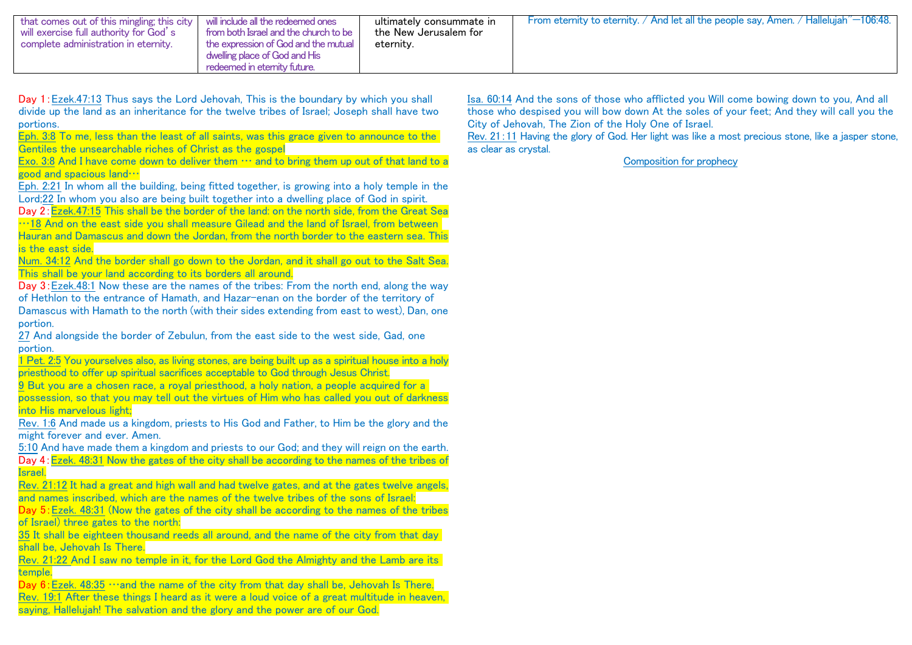| that comes out of this mingling; this city will exercise full authority for God's complete administration in eternity. | will include all the redeemed ones from both Israel and the church to be the expression of God and the mutual dwelling place of God and His redeemed in eternity future. | ultimately consummate in the New Jerusalem for eternity. | From eternity to eternity. / And let all the people say, Amen. / Hallelujah"—106:48. |
|---|---|---|---|

Day 1: Ezek.47:13 Thus says the Lord Jehovah, This is the boundary by which you shall divide up the land as an inheritance for the twelve tribes of Israel; Joseph shall have two portions.
Eph. 3:8 To me, less than the least of all saints, was this grace given to announce to the Gentiles the unsearchable riches of Christ as the gospel
Exo. 3:8 And I have come down to deliver them … and to bring them up out of that land to a good and spacious land…
Eph. 2:21 In whom all the building, being fitted together, is growing into a holy temple in the Lord;22 In whom you also are being built together into a dwelling place of God in spirit.
Day 2: Ezek.47:15 This shall be the border of the land: on the north side, from the Great Sea …18 And on the east side you shall measure Gilead and the land of Israel, from between Hauran and Damascus and down the Jordan, from the north border to the eastern sea. This is the east side.
Num. 34:12 And the border shall go down to the Jordan, and it shall go out to the Salt Sea. This shall be your land according to its borders all around.
Day 3: Ezek.48:1 Now these are the names of the tribes: From the north end, along the way of Hethlon to the entrance of Hamath, and Hazar-enan on the border of the territory of Damascus with Hamath to the north (with their sides extending from east to west), Dan, one portion.
27 And alongside the border of Zebulun, from the east side to the west side, Gad, one portion.
1 Pet. 2:5 You yourselves also, as living stones, are being built up as a spiritual house into a holy priesthood to offer up spiritual sacrifices acceptable to God through Jesus Christ.
9 But you are a chosen race, a royal priesthood, a holy nation, a people acquired for a possession, so that you may tell out the virtues of Him who has called you out of darkness into His marvelous light;
Rev. 1:6 And made us a kingdom, priests to His God and Father, to Him be the glory and the might forever and ever. Amen.
5:10 And have made them a kingdom and priests to our God; and they will reign on the earth.
Day 4: Ezek. 48:31 Now the gates of the city shall be according to the names of the tribes of Israel.
Rev. 21:12 It had a great and high wall and had twelve gates, and at the gates twelve angels, and names inscribed, which are the names of the twelve tribes of the sons of Israel:
Day 5: Ezek. 48:31 (Now the gates of the city shall be according to the names of the tribes of Israel) three gates to the north:
35 It shall be eighteen thousand reeds all around, and the name of the city from that day shall be, Jehovah Is There.
Rev. 21:22 And I saw no temple in it, for the Lord God the Almighty and the Lamb are its temple.
Day 6: Ezek. 48:35 …and the name of the city from that day shall be, Jehovah Is There.
Rev. 19:1 After these things I heard as it were a loud voice of a great multitude in heaven, saying, Hallelujah! The salvation and the glory and the power are of our God.

Isa. 60:14 And the sons of those who afflicted you Will come bowing down to you, And all those who despised you will bow down At the soles of your feet; And they will call you the City of Jehovah, The Zion of the Holy One of Israel.
Rev. 21:11 Having the glory of God. Her light was like a most precious stone, like a jasper stone, as clear as crystal.

Composition for prophecy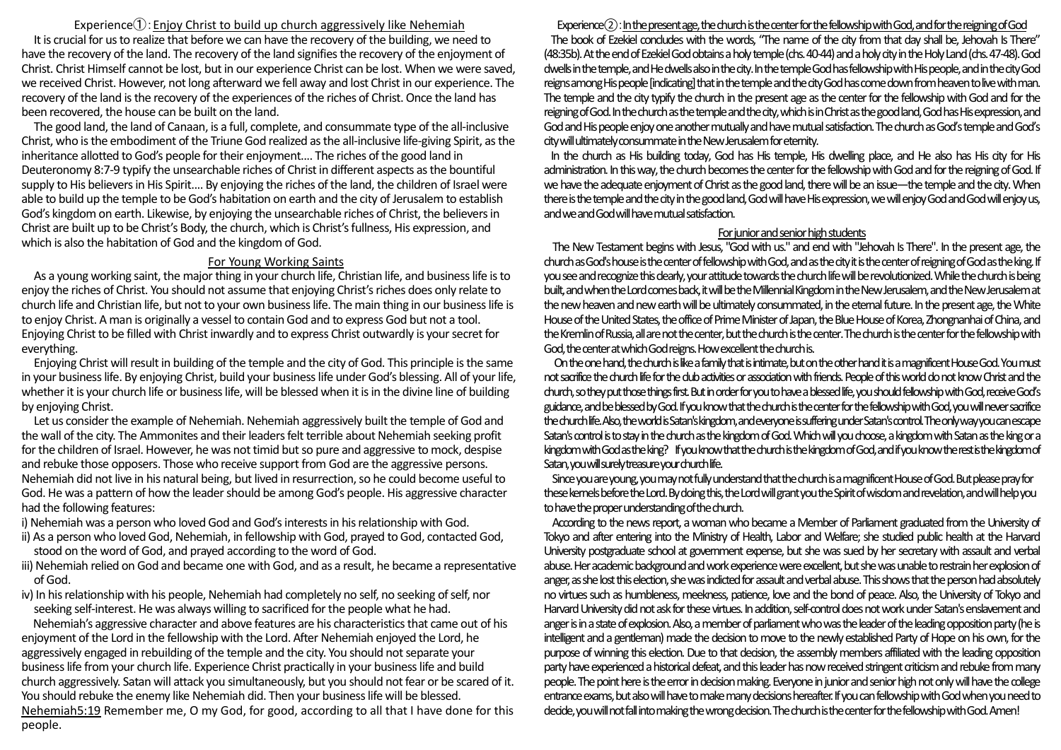## Experience①: Enjoy Christ to build up church aggressively like Nehemiah

It is crucial for us to realize that before we can have the recovery of the building, we need to have the recovery of the land. The recovery of the land signifies the recovery of the enjoyment of Christ. Christ Himself cannot be lost, but in our experience Christ can be lost. When we were saved, we received Christ. However, not long afterward we fell away and lost Christ in our experience. The recovery of the land is the recovery of the experiences of the riches of Christ. Once the land has been recovered, the house can be built on the land.

The good land, the land of Canaan, is a full, complete, and consummate type of the all-inclusive Christ, who is the embodiment of the Triune God realized as the all-inclusive life-giving Spirit, as the inheritance allotted to God's people for their enjoyment.... The riches of the good land in Deuteronomy 8:7-9 typify the unsearchable riches of Christ in different aspects as the bountiful supply to His believers in His Spirit.... By enjoying the riches of the land, the children of Israel were able to build up the temple to be God's habitation on earth and the city of Jerusalem to establish God's kingdom on earth. Likewise, by enjoying the unsearchable riches of Christ, the believers in Christ are built up to be Christ's Body, the church, which is Christ's fullness, His expression, and which is also the habitation of God and the kingdom of God.

### For Young Working Saints

As a young working saint, the major thing in your church life, Christian life, and business life is to enjoy the riches of Christ. You should not assume that enjoying Christ's riches does only relate to church life and Christian life, but not to your own business life. The main thing in our business life is to enjoy Christ. A man is originally a vessel to contain God and to express God but not a tool. Enjoying Christ to be filled with Christ inwardly and to express Christ outwardly is your secret for everything.

Enjoying Christ will result in building of the temple and the city of God. This principle is the same in your business life. By enjoying Christ, build your business life under God's blessing. All of your life, whether it is your church life or business life, will be blessed when it is in the divine line of building by enjoying Christ.

Let us consider the example of Nehemiah. Nehemiah aggressively built the temple of God and the wall of the city. The Ammonites and their leaders felt terrible about Nehemiah seeking profit for the children of Israel. However, he was not timid but so pure and aggressive to mock, despise and rebuke those opposers. Those who receive support from God are the aggressive persons. Nehemiah did not live in his natural being, but lived in resurrection, so he could become useful to God. He was a pattern of how the leader should be among God's people. His aggressive character had the following features:

i) Nehemiah was a person who loved God and God's interests in his relationship with God.
ii) As a person who loved God, Nehemiah, in fellowship with God, prayed to God, contacted God, stood on the word of God, and prayed according to the word of God.
iii) Nehemiah relied on God and became one with God, and as a result, he became a representative of God.
iv) In his relationship with his people, Nehemiah had completely no self, no seeking of self, nor seeking self-interest. He was always willing to sacrificed for the people what he had.

Nehemiah's aggressive character and above features are his characteristics that came out of his enjoyment of the Lord in the fellowship with the Lord. After Nehemiah enjoyed the Lord, he aggressively engaged in rebuilding of the temple and the city. You should not separate your business life from your church life. Experience Christ practically in your business life and build church aggressively. Satan will attack you simultaneously, but you should not fear or be scared of it. You should rebuke the enemy like Nehemiah did. Then your business life will be blessed.

Nehemiah5:19 Remember me, O my God, for good, according to all that I have done for this people.

## Experience②: In the present age, the church is the center for the fellowship with God, and for the reigning of God

The book of Ezekiel concludes with the words, "The name of the city from that day shall be, Jehovah Is There" (48:35b). At the end of Ezekiel God obtains a holy temple (chs. 40-44) and a holy city in the Holy Land (chs. 47-48). God dwells in the temple, and He dwells also in the city. In the temple God has fellowship with His people, and in the city God reigns among His people [indicating] that in the temple and the city God has come down from heaven to live with man. The temple and the city typify the church in the present age as the center for the fellowship with God and for the reigning of God. In the church as the temple and the city, which is in Christ as the good land, God has His expression, and God and His people enjoy one another mutually and have mutual satisfaction. The church as God's temple and God's city will ultimately consummate in the New Jerusalem for eternity.

In the church as His building today, God has His temple, His dwelling place, and He also has His city for His administration. In this way, the church becomes the center for the fellowship with God and for the reigning of God. If we have the adequate enjoyment of Christ as the good land, there will be an issue—the temple and the city. When there is the temple and the city in the good land, God will have His expression, we will enjoy God and God will enjoy us, and we and God will have mutual satisfaction.

### For junior and senior high students

The New Testament begins with Jesus, "God with us." and end with "Jehovah Is There". In the present age, the church as God's house is the center of fellowship with God, and as the city it is the center of reigning of God as the king. If you see and recognize this clearly, your attitude towards the church life will be revolutionized. While the church is being built, and when the Lord comes back, it will be the Millennial Kingdom in the New Jerusalem, and the New Jerusalem at the new heaven and new earth will be ultimately consummated, in the eternal future. In the present age, the White House of the United States, the office of Prime Minister of Japan, the Blue House of Korea, Zhongnanhai of China, and the Kremlin of Russia, all are not the center, but the church is the center. The church is the center for the fellowship with God, the center at which God reigns. How excellent the church is.

On the one hand, the church is like a family that is intimate, but on the other hand it is a magnificent House God. You must not sacrifice the church life for the club activities or association with friends. People of this world do not know Christ and the church, so they put those things first. But in order for you to have a blessed life, you should fellowship with God, receive God's guidance, and be blessed by God. If you know that the church is the center for the fellowship with God, you will never sacrifice the church life. Also, the world is Satan's kingdom, and everyone is suffering under Satan's control. The only way you can escape Satan's control is to stay in the church as the kingdom of God. Which will you choose, a kingdom with Satan as the king or a kingdom with God as the king? If you know that the church is the kingdom of God, and if you know the rest is the kingdom of Satan, you will surely treasure your church life.

Since you are young, you may not fully understand that the church is a magnificent House of God. But please pray for these kernels before the Lord. By doing this, the Lord will grant you the Spirit of wisdom and revelation, and will help you to have the proper understanding of the church.

According to the news report, a woman who became a Member of Parliament graduated from the University of Tokyo and after entering into the Ministry of Health, Labor and Welfare; she studied public health at the Harvard University postgraduate school at government expense, but she was sued by her secretary with assault and verbal abuse. Her academic background and work experience were excellent, but she was unable to restrain her explosion of anger, as she lost this election, she was indicted for assault and verbal abuse. This shows that the person had absolutely no virtues such as humbleness, meekness, patience, love and the bond of peace. Also, the University of Tokyo and Harvard University did not ask for these virtues. In addition, self-control does not work under Satan's enslavement and anger is in a state of explosion. Also, a member of parliament who was the leader of the leading opposition party (he is intelligent and a gentleman) made the decision to move to the newly established Party of Hope on his own, for the purpose of winning this election. Due to that decision, the assembly members affiliated with the leading opposition party have experienced a historical defeat, and this leader has now received stringent criticism and rebuke from many people. The point here is the error in decision making. Everyone in junior and senior high not only will have the college entrance exams, but also will have to make many decisions hereafter. If you can fellowship with God when you need to decide, you will not fall into making the wrong decision. The church is the center for the fellowship with God. Amen!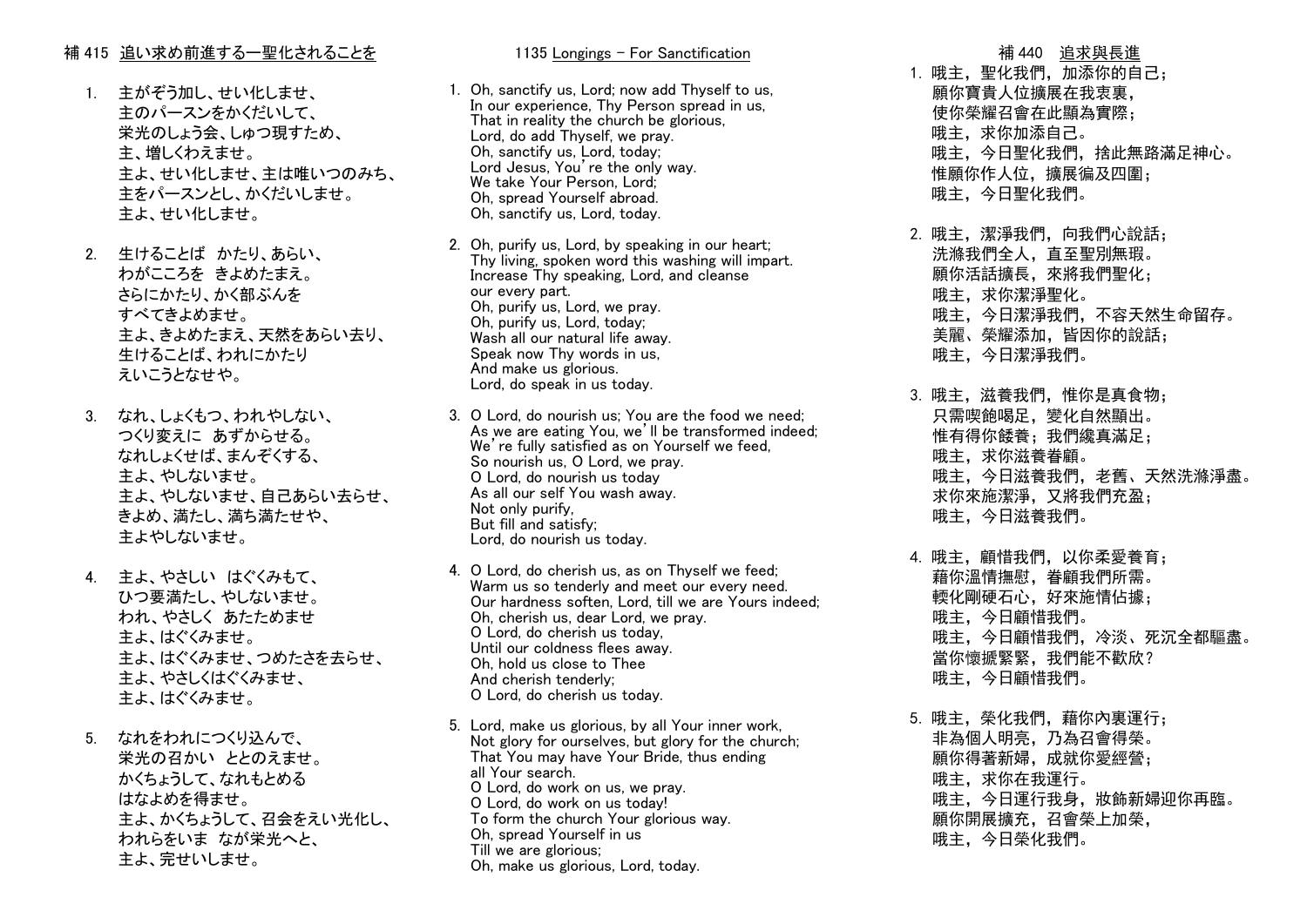補 415 追い求め前進する―聖化されることを

1. 主がぞう加し、せい化しませ、
   主のパースンをかくだいして、
   栄光のしょう会、しゅつ現すため、
   主、増しくわえませ。
   主よ、せい化しませ、主は唯いつのみち、
   主をパースンとし、かくだいしませ。
   主よ、せい化しませ。

2. 生けることば　かたり、あらい、
   わがこころを　きよめたまえ。
   さらにかたり、かく部ぶんを
   すべてきよめませ。
   主よ、きよめたまえ、天然をあらい去り、
   生けることば、われにかたり
   えいこうとなせや。

3. なれ、しょくもつ、われやしない、
   つくり変えに　あずからせる。
   なれしょくせば、まんぞくする、
   主よ、やしないませ。
   主よ、やしないませ、自己あらい去らせ、
   きよめ、満たし、満ち満たせや、
   主よやしないませ。

4. 主よ、やさしい　はぐくみもて、
   ひつ要満たし、やしないませ。
   われ、やさしく　あたためませ
   主よ、はぐくみませ。
   主よ、はぐくみませ、つめたさを去らせ、
   主よ、やさしくはぐくみませ、
   主よ、はぐくみませ。

5. なれをわれにつくり込んで、
   栄光の召かい　ととのえませ。
   かくちょうして、なれもとめる
   はなよめを得ませ。
   主よ、かくちょうして、召会をえい光化し、
   われらをいま　なが栄光へと、
   主よ、完せいしませ。

1135 Longings - For Sanctification

1. Oh, sanctify us, Lord; now add Thyself to us,
   In our experience, Thy Person spread in us,
   That in reality the church be glorious,
   Lord, do add Thyself, we pray.
   Oh, sanctify us, Lord, today;
   Lord Jesus, You're the only way.
   We take Your Person, Lord;
   Oh, spread Yourself abroad.
   Oh, sanctify us, Lord, today.

2. Oh, purify us, Lord, by speaking in our heart;
   Thy living, spoken word this washing will impart.
   Increase Thy speaking, Lord, and cleanse
   our every part.
   Oh, purify us, Lord, we pray.
   Oh, purify us, Lord, today;
   Wash all our natural life away.
   Speak now Thy words in us,
   And make us glorious.
   Lord, do speak in us today.

3. O Lord, do nourish us; You are the food we need;
   As we are eating You, we'll be transformed indeed;
   We're fully satisfied as on Yourself we feed,
   So nourish us, O Lord, we pray.
   O Lord, do nourish us today
   As all our self You wash away.
   Not only purify,
   But fill and satisfy;
   Lord, do nourish us today.

4. O Lord, do cherish us, as on Thyself we feed;
   Warm us so tenderly and meet our every need.
   Our hardness soften, Lord, till we are Yours indeed;
   Oh, cherish us, dear Lord, we pray.
   O Lord, do cherish us today,
   Until our coldness flees away.
   Oh, hold us close to Thee
   And cherish tenderly;
   O Lord, do cherish us today.

5. Lord, make us glorious, by all Your inner work,
   Not glory for ourselves, but glory for the church;
   That You may have Your Bride, thus ending
   all Your search.
   O Lord, do work on us, we pray.
   O Lord, do work on us today!
   To form the church Your glorious way.
   Oh, spread Yourself in us
   Till we are glorious;
   Oh, make us glorious, Lord, today.

補 440 追求與長進

1. 哦主，聖化我們，加添你的自己；
   願你寶貴人位擴展在我衷裏，
   使你榮耀召會在此顯為實際；
   哦主，求你加添自己。
   哦主，今日聖化我們，捨此無路滿足神心。
   惟願你作人位，擴展徧及四圍；
   哦主，今日聖化我們。

2. 哦主，潔淨我們，向我們心說話；
   洗滌我們全人，直至聖別無瑕。
   願你活話擴長，來將我們聖化；
   哦主，求你潔淨聖化。
   哦主，今日潔淨我們，不容天然生命留存。
   美麗、榮耀添加，皆因你的說話；
   哦主，今日潔淨我們。

3. 哦主，滋養我們，惟你是真食物；
   只需喫飽喝足，變化自然顯出。
   惟有得你饜養；我們纔真滿足；
   哦主，求你滋養眷顧。
   哦主，今日滋養我們，老舊、天然洗滌淨盡。
   求你來施潔淨，又將我們充盈；
   哦主，今日滋養我們。

4. 哦主，顧惜我們，以你柔愛養育；
   藉你溫情撫慰，眷顧我們所需。
   輭化剛硬石心，好來施情佔據；
   哦主，今日顧惜我們。
   哦主，今日顧惜我們，冷淡、死沉全都驅盡。
   當你懷摝緊緊，我們能不歡欣？
   哦主，今日顧惜我們。

5. 哦主，榮化我們，藉你內裏運行；
   非為個人明亮，乃為召會得榮。
   願你得著新婦，成就你愛經營；
   哦主，求你在我運行。
   哦主，今日運行我身，妝飾新婦迎你再臨。
   願你開展擴充，召會榮上加榮，
   哦主，今日榮化我們。